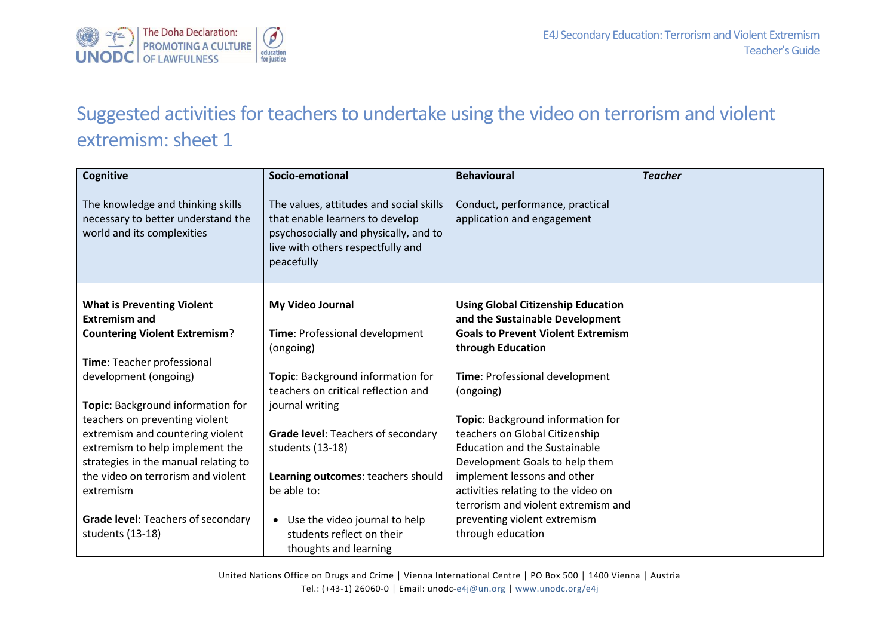# Suggested activities for teachers to undertake using the video on terrorism and violent extremism: sheet 1

| **Cognitive**<br><br>The knowledge and thinking skills necessary to better understand the world and its complexities | **Socio-emotional**<br><br>The values, attitudes and social skills that enable learners to develop psychosocially and physically, and to live with others respectfully and peacefully | **Behavioural**<br><br>Conduct, performance, practical application and engagement | ***Teacher*** |
|---|---|---|---|
| **What is Preventing Violent Extremism and Countering Violent Extremism**?<br><br>**Time**: Teacher professional development (ongoing)<br><br>**Topic:** Background information for teachers on preventing violent extremism and countering violent extremism to help implement the strategies in the manual relating to the video on terrorism and violent extremism<br><br>**Grade level**: Teachers of secondary students (13-18) | **My Video Journal**<br><br>**Time**: Professional development (ongoing)<br><br>**Topic**: Background information for teachers on critical reflection and journal writing<br><br>**Grade level**: Teachers of secondary students (13-18)<br><br>**Learning outcomes**: teachers should be able to:<br><br>• Use the video journal to help students reflect on their thoughts and learning | **Using Global Citizenship Education and the Sustainable Development Goals to Prevent Violent Extremism through Education**<br><br>**Time**: Professional development (ongoing)<br><br>**Topic**: Background information for teachers on Global Citizenship Education and the Sustainable Development Goals to help them implement lessons and other activities relating to the video on terrorism and violent extremism and preventing violent extremism through education | |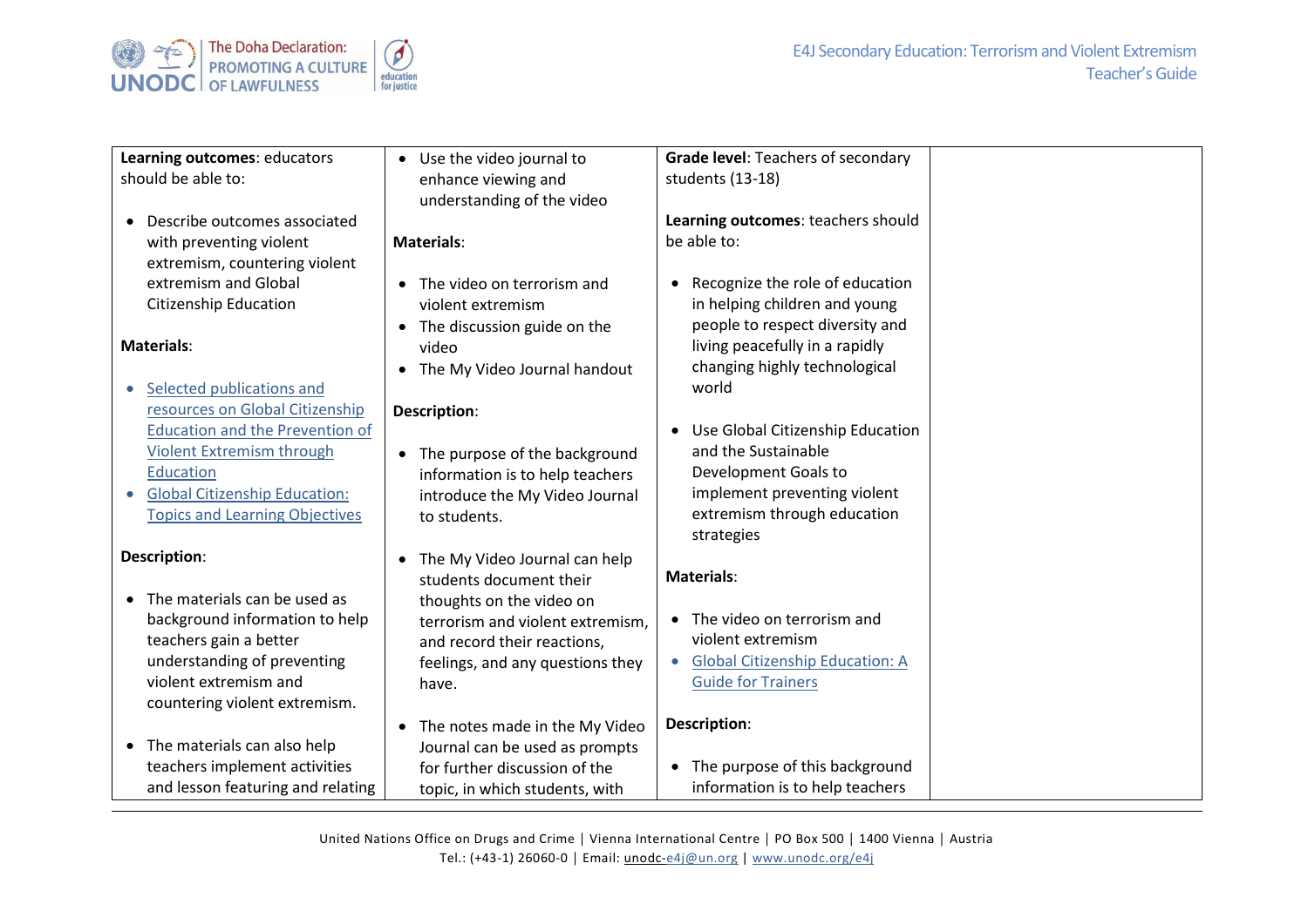| **Learning outcomes**: educators should be able to:<br><br>• Describe outcomes associated with preventing violent extremism, countering violent extremism and Global Citizenship Education<br><br>**Materials**:<br><br>• [Selected publications and resources on Global Citizenship Education and the Prevention of Violent Extremism through Education]()<br>• [Global Citizenship Education: Topics and Learning Objectives]()<br><br>**Description**:<br><br>• The materials can be used as background information to help teachers gain a better understanding of preventing violent extremism and countering violent extremism.<br><br>• The materials can also help teachers implement activities and lesson featuring and relating | • Use the video journal to enhance viewing and understanding of the video<br><br>**Materials**:<br><br>• The video on terrorism and violent extremism<br>• The discussion guide on the video<br>• The My Video Journal handout<br><br>**Description**:<br><br>• The purpose of the background information is to help teachers introduce the My Video Journal to students.<br><br>• The My Video Journal can help students document their thoughts on the video on terrorism and violent extremism, and record their reactions, feelings, and any questions they have.<br><br>• The notes made in the My Video Journal can be used as prompts for further discussion of the topic, in which students, with | **Grade level**: Teachers of secondary students (13-18)<br><br>**Learning outcomes**: teachers should be able to:<br><br>• Recognize the role of education in helping children and young people to respect diversity and living peacefully in a rapidly changing highly technological world<br><br>• Use Global Citizenship Education and the Sustainable Development Goals to implement preventing violent extremism through education strategies<br><br>**Materials**:<br><br>• The video on terrorism and violent extremism<br>• [Global Citizenship Education: A Guide for Trainers]()<br><br>**Description**:<br><br>• The purpose of this background information is to help teachers | |
|---|---|---|---|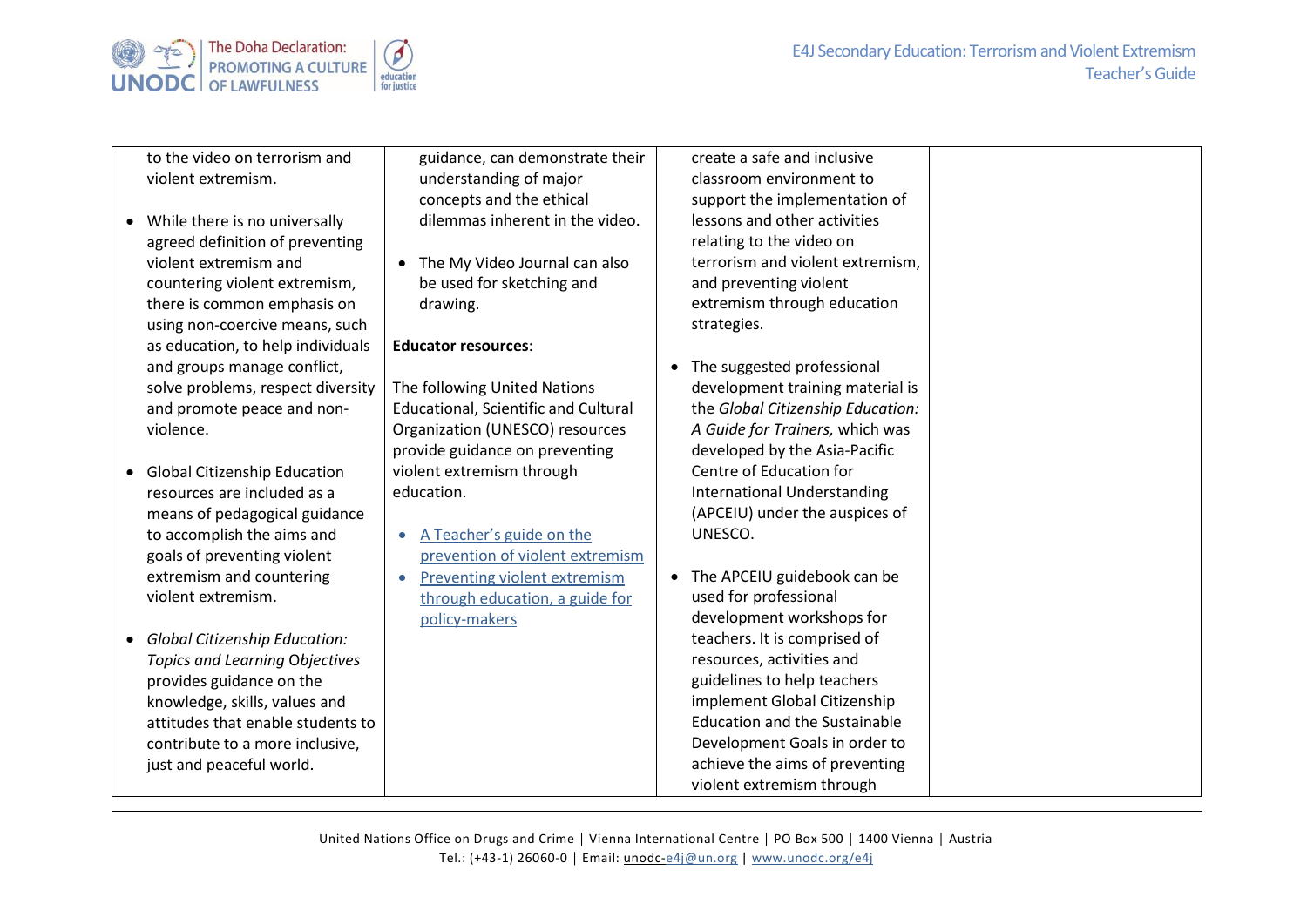| | | | |
|---|---|---|---|
| to the video on terrorism and violent extremism.<br><br>• While there is no universally agreed definition of preventing violent extremism and countering violent extremism, there is common emphasis on using non-coercive means, such as education, to help individuals and groups manage conflict, solve problems, respect diversity and promote peace and non-violence.<br><br>• Global Citizenship Education resources are included as a means of pedagogical guidance to accomplish the aims and goals of preventing violent extremism and countering violent extremism.<br><br>• *Global Citizenship Education: Topics and Learning Objectives* provides guidance on the knowledge, skills, values and attitudes that enable students to contribute to a more inclusive, just and peaceful world. | guidance, can demonstrate their understanding of major concepts and the ethical dilemmas inherent in the video.<br><br>• The My Video Journal can also be used for sketching and drawing.<br><br>**Educator resources**:<br><br>The following United Nations Educational, Scientific and Cultural Organization (UNESCO) resources provide guidance on preventing violent extremism through education.<br><br>• A Teacher's guide on the prevention of violent extremism<br>• Preventing violent extremism through education, a guide for policy-makers | create a safe and inclusive classroom environment to support the implementation of lessons and other activities relating to the video on terrorism and violent extremism, and preventing violent extremism through education strategies.<br><br>• The suggested professional development training material is the *Global Citizenship Education: A Guide for Trainers,* which was developed by the Asia-Pacific Centre of Education for International Understanding (APCEIU) under the auspices of UNESCO.<br><br>• The APCEIU guidebook can be used for professional development workshops for teachers. It is comprised of resources, activities and guidelines to help teachers implement Global Citizenship Education and the Sustainable Development Goals in order to achieve the aims of preventing violent extremism through | |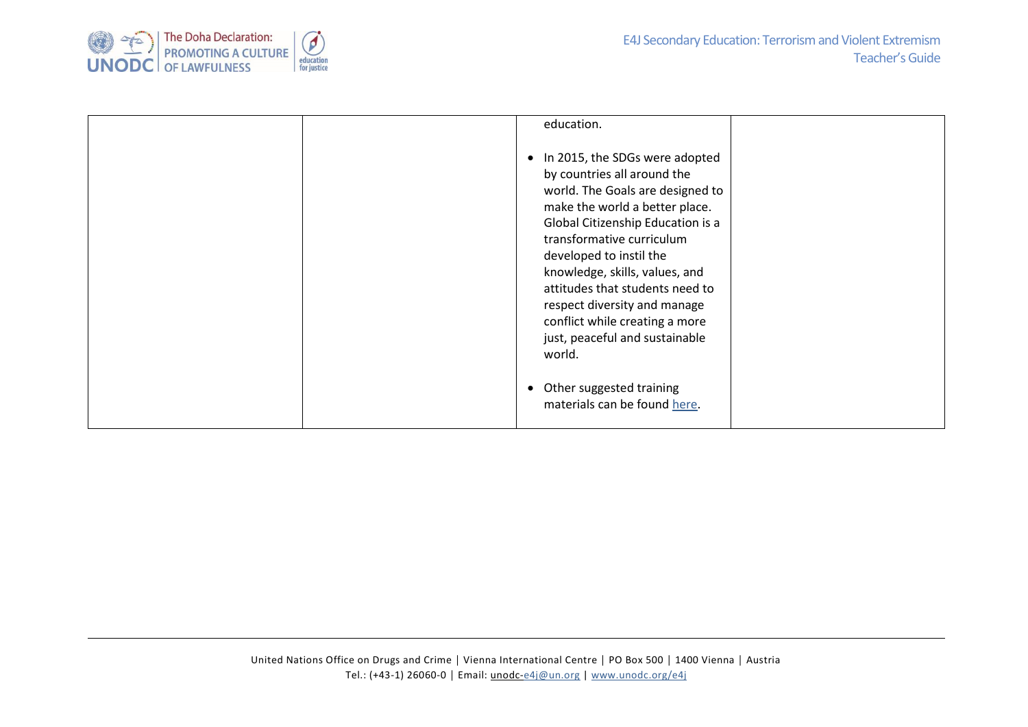| | | | |
|---|---|---|---|
| | | education.<br><br>• In 2015, the SDGs were adopted by countries all around the world. The Goals are designed to make the world a better place. Global Citizenship Education is a transformative curriculum developed to instil the knowledge, skills, values, and attitudes that students need to respect diversity and manage conflict while creating a more just, peaceful and sustainable world.<br><br>• Other suggested training materials can be found here. | |